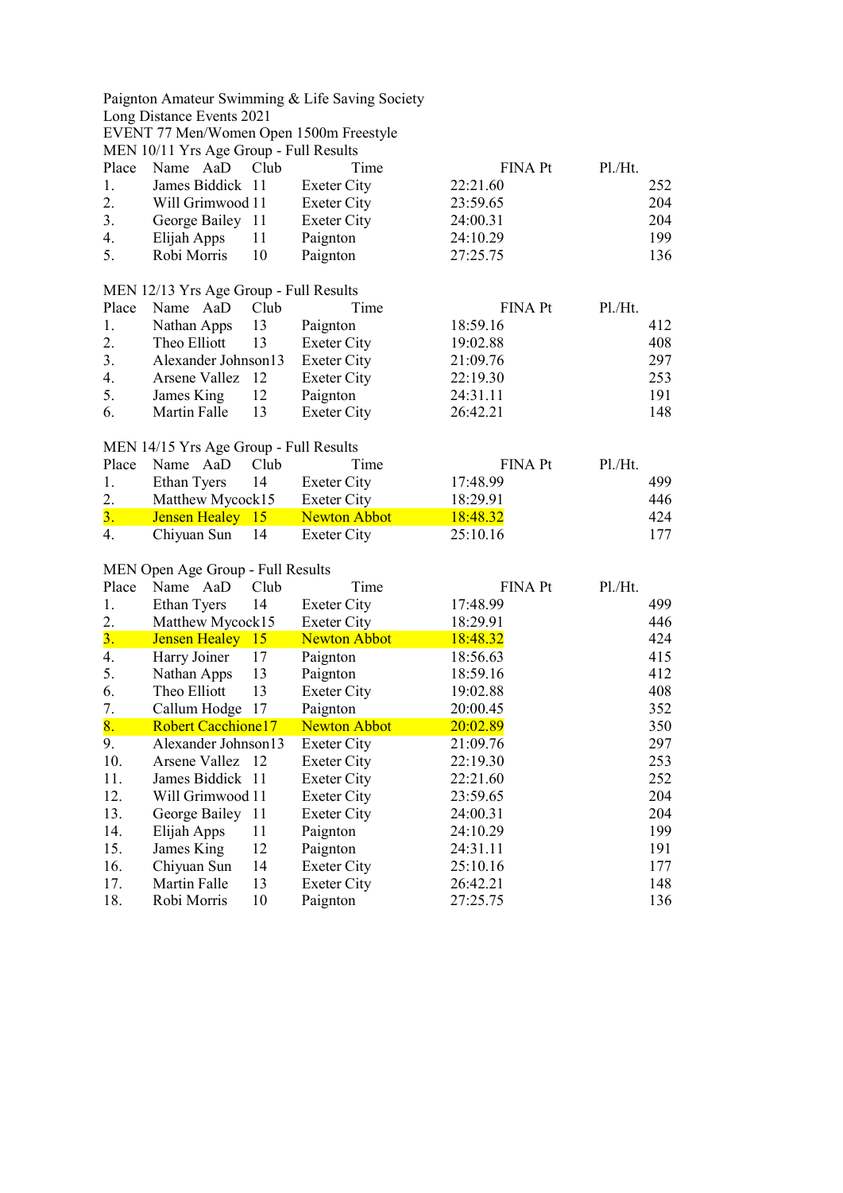Paignton Amateur Swimming & Life Saving Society

Long Distance Events 2021

EVENT 77 Men/Women Open 1500m Freestyle

MEN 10/11 Yrs Age Group - Full Results

| Place | Name | AaD | Club | Time | FINA Pt | Pl./Ht. |
|---|---|---|---|---|---|---|
| 1. | James Biddick | 11 | Exeter City | 22:21.60 | 252 | |
| 2. | Will Grimwood | 11 | Exeter City | 23:59.65 | 204 | |
| 3. | George Bailey | 11 | Exeter City | 24:00.31 | 204 | |
| 4. | Elijah Apps | 11 | Paignton | 24:10.29 | 199 | |
| 5. | Robi Morris | 10 | Paignton | 27:25.75 | 136 | |

MEN 12/13 Yrs Age Group - Full Results

| Place | Name | AaD | Club | Time | FINA Pt | Pl./Ht. |
|---|---|---|---|---|---|---|
| 1. | Nathan Apps | 13 | Paignton | 18:59.16 | 412 | |
| 2. | Theo Elliott | 13 | Exeter City | 19:02.88 | 408 | |
| 3. | Alexander Johnson | 13 | Exeter City | 21:09.76 | 297 | |
| 4. | Arsene Vallez | 12 | Exeter City | 22:19.30 | 253 | |
| 5. | James King | 12 | Paignton | 24:31.11 | 191 | |
| 6. | Martin Falle | 13 | Exeter City | 26:42.21 | 148 | |

MEN 14/15 Yrs Age Group - Full Results

| Place | Name | AaD | Club | Time | FINA Pt | Pl./Ht. |
|---|---|---|---|---|---|---|
| 1. | Ethan Tyers | 14 | Exeter City | 17:48.99 | 499 | |
| 2. | Matthew Mycock | 15 | Exeter City | 18:29.91 | 446 | |
| 3. | Jensen Healey | 15 | Newton Abbot | 18:48.32 | 424 | |
| 4. | Chiyuan Sun | 14 | Exeter City | 25:10.16 | 177 | |

MEN Open Age Group - Full Results

| Place | Name | AaD | Club | Time | FINA Pt | Pl./Ht. |
|---|---|---|---|---|---|---|
| 1. | Ethan Tyers | 14 | Exeter City | 17:48.99 | 499 | |
| 2. | Matthew Mycock | 15 | Exeter City | 18:29.91 | 446 | |
| 3. | Jensen Healey | 15 | Newton Abbot | 18:48.32 | 424 | |
| 4. | Harry Joiner | 17 | Paignton | 18:56.63 | 415 | |
| 5. | Nathan Apps | 13 | Paignton | 18:59.16 | 412 | |
| 6. | Theo Elliott | 13 | Exeter City | 19:02.88 | 408 | |
| 7. | Callum Hodge | 17 | Paignton | 20:00.45 | 352 | |
| 8. | Robert Cacchione | 17 | Newton Abbot | 20:02.89 | 350 | |
| 9. | Alexander Johnson | 13 | Exeter City | 21:09.76 | 297 | |
| 10. | Arsene Vallez | 12 | Exeter City | 22:19.30 | 253 | |
| 11. | James Biddick | 11 | Exeter City | 22:21.60 | 252 | |
| 12. | Will Grimwood | 11 | Exeter City | 23:59.65 | 204 | |
| 13. | George Bailey | 11 | Exeter City | 24:00.31 | 204 | |
| 14. | Elijah Apps | 11 | Paignton | 24:10.29 | 199 | |
| 15. | James King | 12 | Paignton | 24:31.11 | 191 | |
| 16. | Chiyuan Sun | 14 | Exeter City | 25:10.16 | 177 | |
| 17. | Martin Falle | 13 | Exeter City | 26:42.21 | 148 | |
| 18. | Robi Morris | 10 | Paignton | 27:25.75 | 136 | |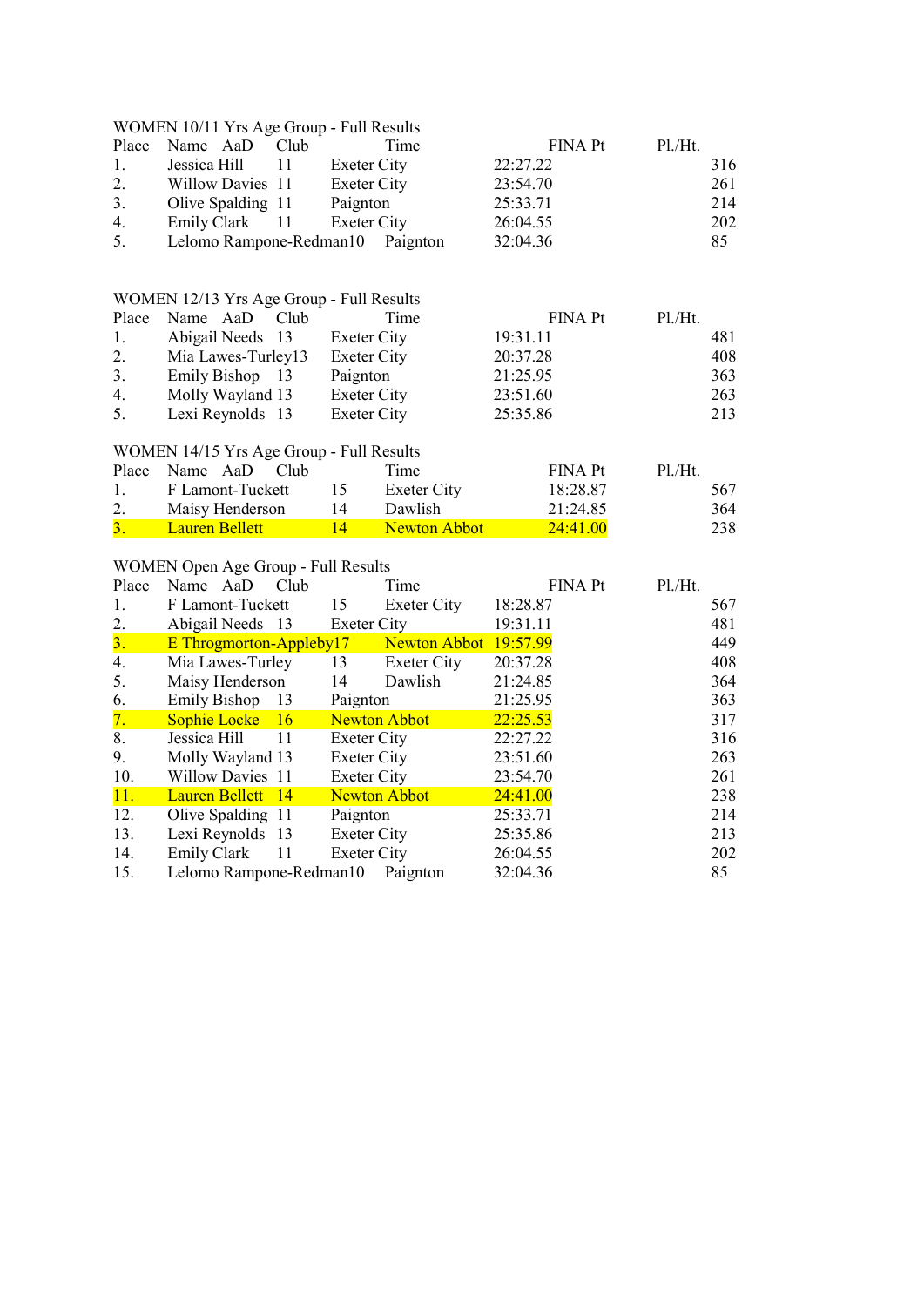WOMEN 10/11 Yrs Age Group - Full Results

| Place | Name | AaD | Club | Time | FINA Pt | Pl./Ht. |
|---|---|---|---|---|---|---|
| 1. | Jessica Hill | 11 | Exeter City | 22:27.22 | 316 | |
| 2. | Willow Davies | 11 | Exeter City | 23:54.70 | 261 | |
| 3. | Olive Spalding | 11 | Paignton | 25:33.71 | 214 | |
| 4. | Emily Clark | 11 | Exeter City | 26:04.55 | 202 | |
| 5. | Lelomo Rampone-Redman | 10 | Paignton | 32:04.36 | 85 | |

WOMEN 12/13 Yrs Age Group - Full Results

| Place | Name | AaD | Club | Time | FINA Pt | Pl./Ht. |
|---|---|---|---|---|---|---|
| 1. | Abigail Needs | 13 | Exeter City | 19:31.11 | 481 | |
| 2. | Mia Lawes-Turley | 13 | Exeter City | 20:37.28 | 408 | |
| 3. | Emily Bishop | 13 | Paignton | 21:25.95 | 363 | |
| 4. | Molly Wayland | 13 | Exeter City | 23:51.60 | 263 | |
| 5. | Lexi Reynolds | 13 | Exeter City | 25:35.86 | 213 | |

WOMEN 14/15 Yrs Age Group - Full Results

| Place | Name | AaD | Club | Time | FINA Pt | Pl./Ht. |
|---|---|---|---|---|---|---|
| 1. | F Lamont-Tuckett | 15 | Exeter City | 18:28.87 | 567 | |
| 2. | Maisy Henderson | 14 | Dawlish | 21:24.85 | 364 | |
| 3. | Lauren Bellett | 14 | Newton Abbot | 24:41.00 | 238 | |

WOMEN Open Age Group - Full Results

| Place | Name | AaD | Club | Time | FINA Pt | Pl./Ht. |
|---|---|---|---|---|---|---|
| 1. | F Lamont-Tuckett | 15 | Exeter City | 18:28.87 | 567 | |
| 2. | Abigail Needs | 13 | Exeter City | 19:31.11 | 481 | |
| 3. | E Throgmorton-Appleby | 17 | Newton Abbot | 19:57.99 | 449 | |
| 4. | Mia Lawes-Turley | 13 | Exeter City | 20:37.28 | 408 | |
| 5. | Maisy Henderson | 14 | Dawlish | 21:24.85 | 364 | |
| 6. | Emily Bishop | 13 | Paignton | 21:25.95 | 363 | |
| 7. | Sophie Locke | 16 | Newton Abbot | 22:25.53 | 317 | |
| 8. | Jessica Hill | 11 | Exeter City | 22:27.22 | 316 | |
| 9. | Molly Wayland | 13 | Exeter City | 23:51.60 | 263 | |
| 10. | Willow Davies | 11 | Exeter City | 23:54.70 | 261 | |
| 11. | Lauren Bellett | 14 | Newton Abbot | 24:41.00 | 238 | |
| 12. | Olive Spalding | 11 | Paignton | 25:33.71 | 214 | |
| 13. | Lexi Reynolds | 13 | Exeter City | 25:35.86 | 213 | |
| 14. | Emily Clark | 11 | Exeter City | 26:04.55 | 202 | |
| 15. | Lelomo Rampone-Redman | 10 | Paignton | 32:04.36 | 85 | |